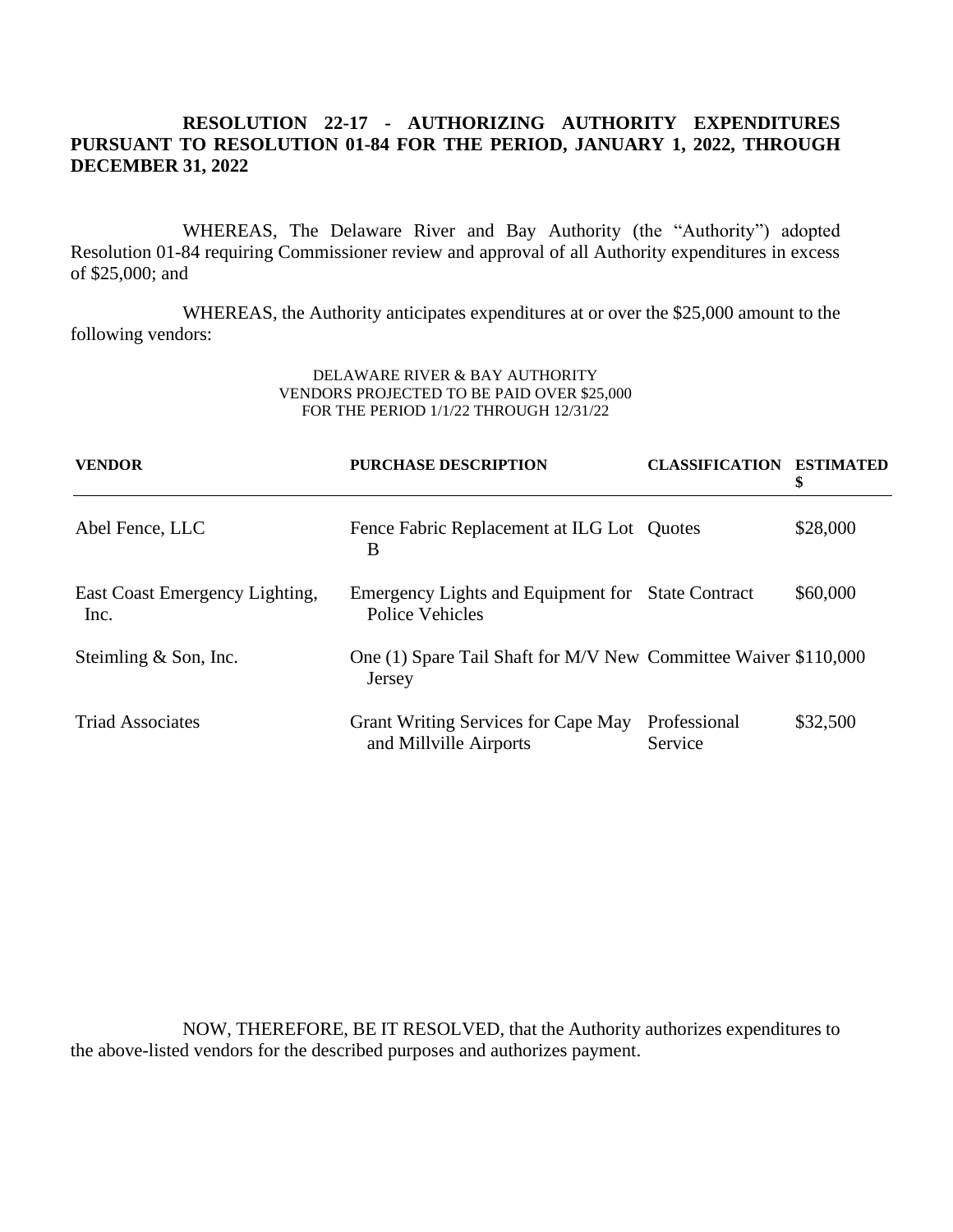**RESOLUTION 22-17 - AUTHORIZING AUTHORITY EXPENDITURES PURSUANT TO RESOLUTION 01-84 FOR THE PERIOD, JANUARY 1, 2022, THROUGH DECEMBER 31, 2022**

WHEREAS, The Delaware River and Bay Authority (the "Authority") adopted Resolution 01-84 requiring Commissioner review and approval of all Authority expenditures in excess of $25,000; and

WHEREAS, the Authority anticipates expenditures at or over the $25,000 amount to the following vendors:

DELAWARE RIVER & BAY AUTHORITY
VENDORS PROJECTED TO BE PAID OVER $25,000
FOR THE PERIOD 1/1/22 THROUGH 12/31/22

| VENDOR | PURCHASE DESCRIPTION | CLASSIFICATION | ESTIMATED $ |
|---|---|---|---|
| Abel Fence, LLC | Fence Fabric Replacement at ILG Lot B | Quotes | $28,000 |
| East Coast Emergency Lighting, Inc. | Emergency Lights and Equipment for Police Vehicles | State Contract | $60,000 |
| Steimling & Son, Inc. | One (1) Spare Tail Shaft for M/V New Jersey | Committee Waiver | $110,000 |
| Triad Associates | Grant Writing Services for Cape May and Millville Airports | Professional Service | $32,500 |

NOW, THEREFORE, BE IT RESOLVED, that the Authority authorizes expenditures to the above-listed vendors for the described purposes and authorizes payment.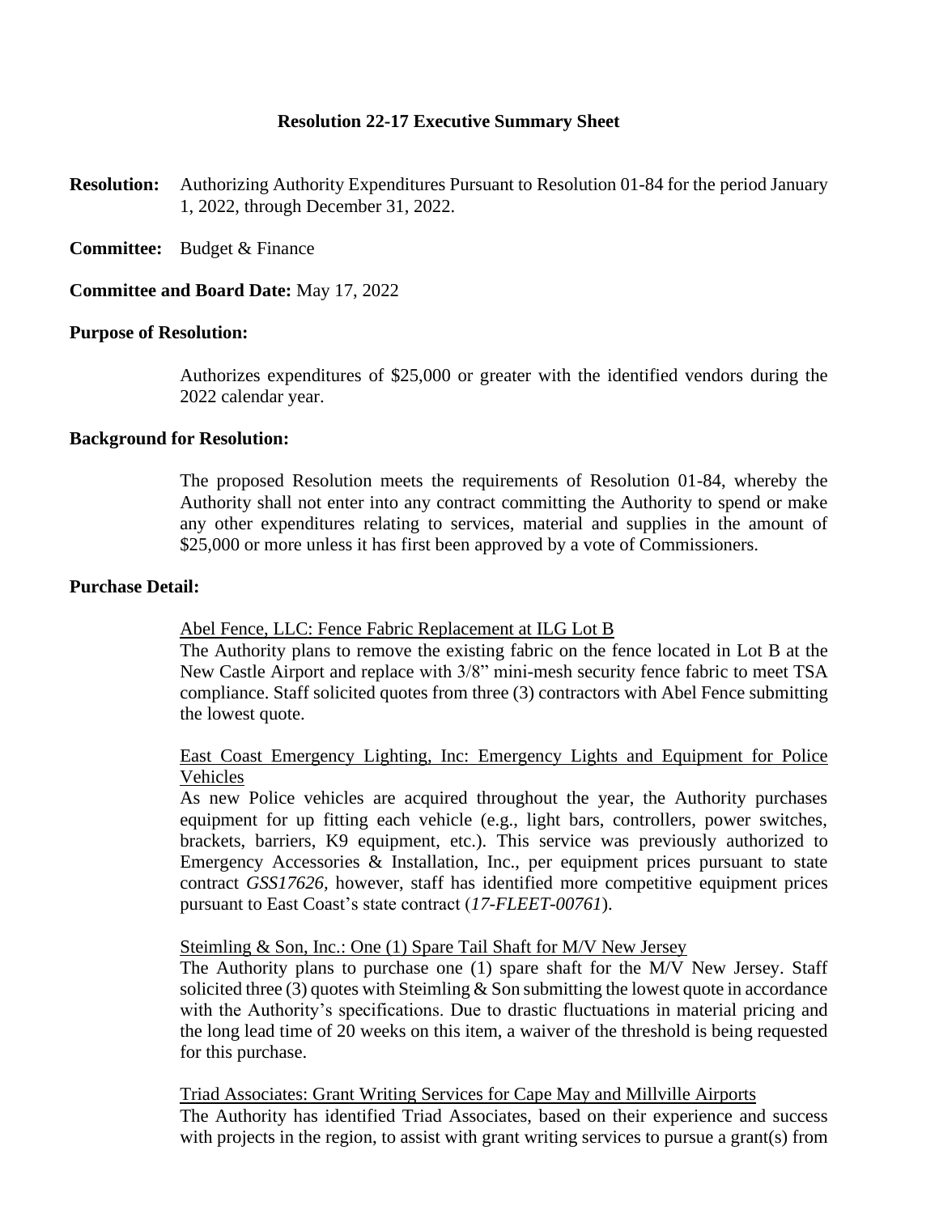### Resolution 22-17 Executive Summary Sheet

**Resolution:** Authorizing Authority Expenditures Pursuant to Resolution 01-84 for the period January 1, 2022, through December 31, 2022.

**Committee:** Budget & Finance

**Committee and Board Date:** May 17, 2022

**Purpose of Resolution:**

Authorizes expenditures of $25,000 or greater with the identified vendors during the 2022 calendar year.

**Background for Resolution:**

The proposed Resolution meets the requirements of Resolution 01-84, whereby the Authority shall not enter into any contract committing the Authority to spend or make any other expenditures relating to services, material and supplies in the amount of $25,000 or more unless it has first been approved by a vote of Commissioners.

**Purchase Detail:**

Abel Fence, LLC: Fence Fabric Replacement at ILG Lot B

The Authority plans to remove the existing fabric on the fence located in Lot B at the New Castle Airport and replace with 3/8" mini-mesh security fence fabric to meet TSA compliance. Staff solicited quotes from three (3) contractors with Abel Fence submitting the lowest quote.

East Coast Emergency Lighting, Inc: Emergency Lights and Equipment for Police Vehicles

As new Police vehicles are acquired throughout the year, the Authority purchases equipment for up fitting each vehicle (e.g., light bars, controllers, power switches, brackets, barriers, K9 equipment, etc.). This service was previously authorized to Emergency Accessories & Installation, Inc., per equipment prices pursuant to state contract *GSS17626*, however, staff has identified more competitive equipment prices pursuant to East Coast's state contract (*17-FLEET-00761*).

Steimling & Son, Inc.: One (1) Spare Tail Shaft for M/V New Jersey

The Authority plans to purchase one (1) spare shaft for the M/V New Jersey. Staff solicited three (3) quotes with Steimling & Son submitting the lowest quote in accordance with the Authority's specifications. Due to drastic fluctuations in material pricing and the long lead time of 20 weeks on this item, a waiver of the threshold is being requested for this purchase.

Triad Associates: Grant Writing Services for Cape May and Millville Airports

The Authority has identified Triad Associates, based on their experience and success with projects in the region, to assist with grant writing services to pursue a grant(s) from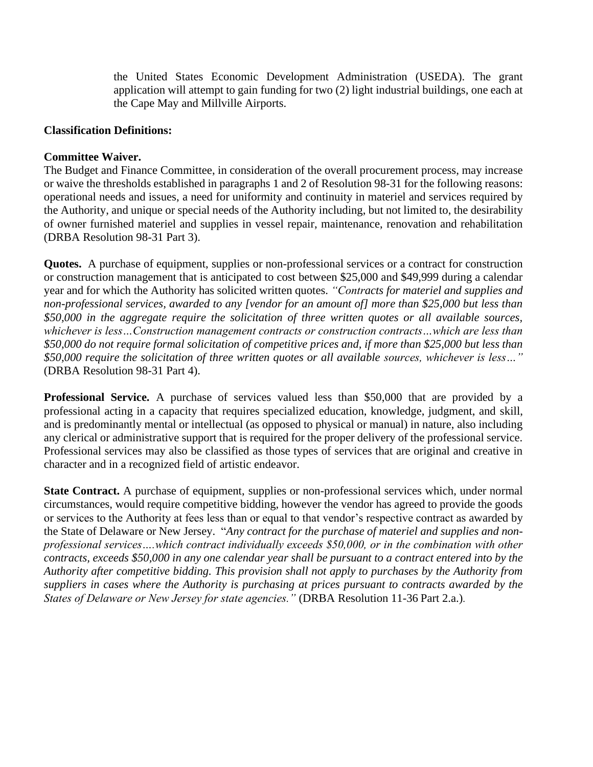the United States Economic Development Administration (USEDA). The grant application will attempt to gain funding for two (2) light industrial buildings, one each at the Cape May and Millville Airports.

**Classification Definitions:**

**Committee Waiver.**
The Budget and Finance Committee, in consideration of the overall procurement process, may increase or waive the thresholds established in paragraphs 1 and 2 of Resolution 98-31 for the following reasons: operational needs and issues, a need for uniformity and continuity in materiel and services required by the Authority, and unique or special needs of the Authority including, but not limited to, the desirability of owner furnished materiel and supplies in vessel repair, maintenance, renovation and rehabilitation (DRBA Resolution 98-31 Part 3).

**Quotes.** A purchase of equipment, supplies or non-professional services or a contract for construction or construction management that is anticipated to cost between $25,000 and $49,999 during a calendar year and for which the Authority has solicited written quotes. *"Contracts for materiel and supplies and non-professional services, awarded to any [vendor for an amount of] more than $25,000 but less than $50,000 in the aggregate require the solicitation of three written quotes or all available sources, whichever is less…Construction management contracts or construction contracts…which are less than $50,000 do not require formal solicitation of competitive prices and, if more than $25,000 but less than $50,000 require the solicitation of three written quotes or all available sources, whichever is less…"* (DRBA Resolution 98-31 Part 4).

**Professional Service.** A purchase of services valued less than $50,000 that are provided by a professional acting in a capacity that requires specialized education, knowledge, judgment, and skill, and is predominantly mental or intellectual (as opposed to physical or manual) in nature, also including any clerical or administrative support that is required for the proper delivery of the professional service. Professional services may also be classified as those types of services that are original and creative in character and in a recognized field of artistic endeavor.

**State Contract.** A purchase of equipment, supplies or non-professional services which, under normal circumstances, would require competitive bidding, however the vendor has agreed to provide the goods or services to the Authority at fees less than or equal to that vendor's respective contract as awarded by the State of Delaware or New Jersey. "*Any contract for the purchase of materiel and supplies and non-professional services….which contract individually exceeds $50,000, or in the combination with other contracts, exceeds $50,000 in any one calendar year shall be pursuant to a contract entered into by the Authority after competitive bidding. This provision shall not apply to purchases by the Authority from suppliers in cases where the Authority is purchasing at prices pursuant to contracts awarded by the States of Delaware or New Jersey for state agencies."* (DRBA Resolution 11-36 Part 2.a.).